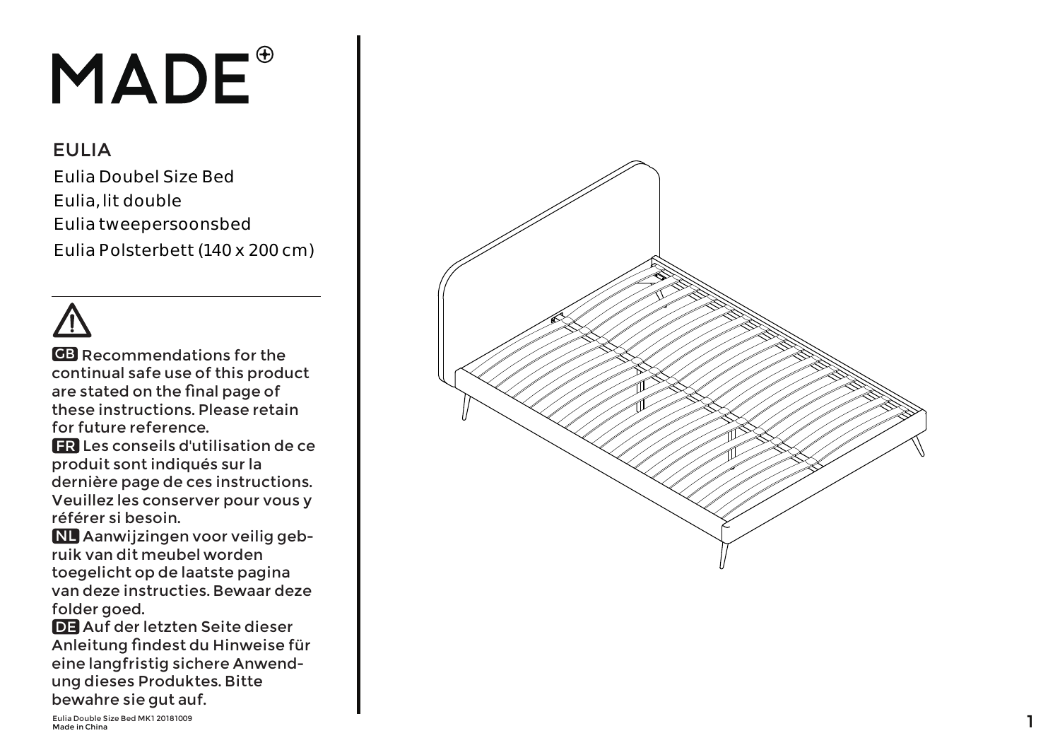# MADE®

## EULIA

Eulia Doubel Size Bed

Eulia, lit double

Eulia tweepersoonsbed

Eulia Polsterbett (140 x 200 cm)

---

⚠

**GB** Recommendations for the continual safe use of this product are stated on the final page of these instructions. Please retain for future reference.

**FR** Les conseils d'utilisation de ce produit sont indiqués sur la dernière page de ces instructions. Veuillez les conserver pour vous y référer si besoin.

**NL** Aanwijzingen voor veilig gebruik van dit meubel worden toegelicht op de laatste pagina van deze instructies. Bewaar deze folder goed.

**DE** Auf der letzten Seite dieser Anleitung findest du Hinweise für eine langfristig sichere Anwendung dieses Produktes. Bitte bewahre sie gut auf.

Eulia Double Size Bed MK1 20181009
Made in China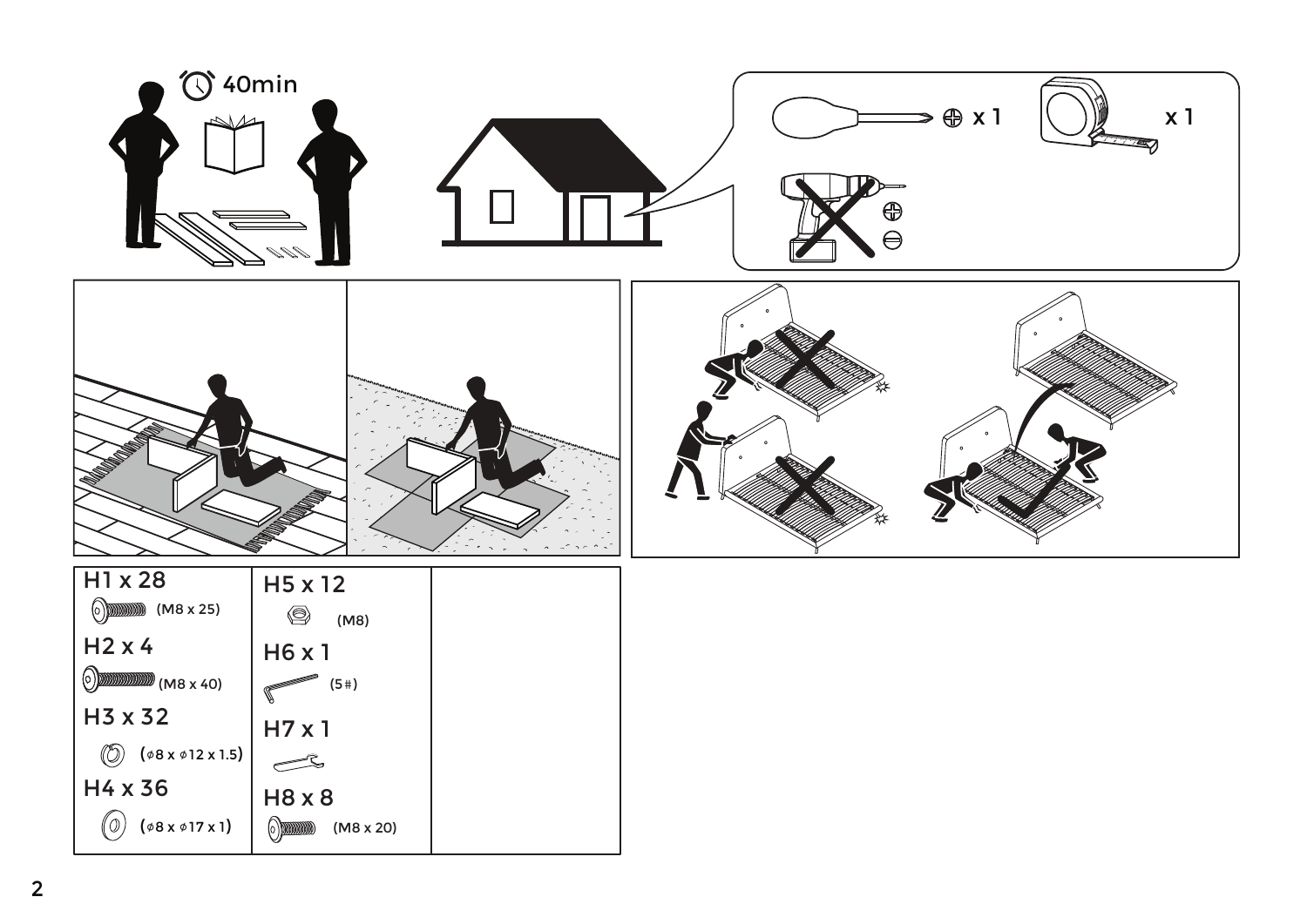40min

x 1

x 1

| | |
|---|---|
| H1 x 28 (M8 x 25) | H5 x 12 (M8) |
| H2 x 4 (M8 x 40) | H6 x 1 (5#) |
| H3 x 32 (ø8 x ø12 x 1.5) | H7 x 1 |
| H4 x 36 (ø8 x ø17 x 1) | H8 x 8 (M8 x 20) |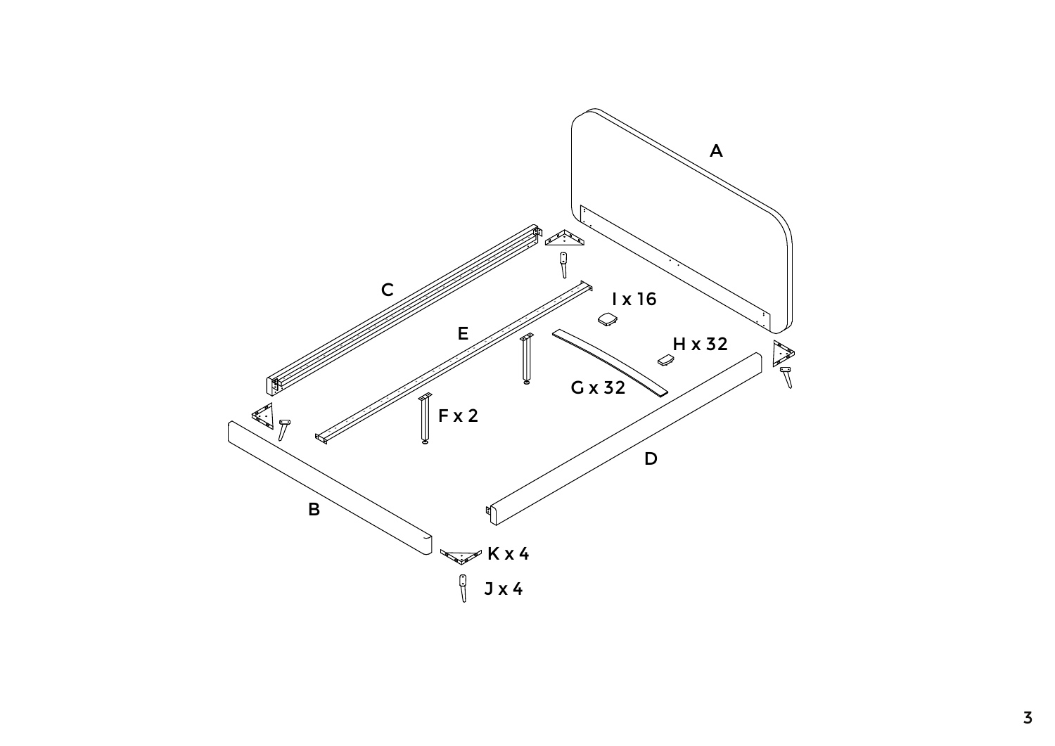A

C

I x 16

E

H x 32

G x 32

F x 2

D

B

K x 4

J x 4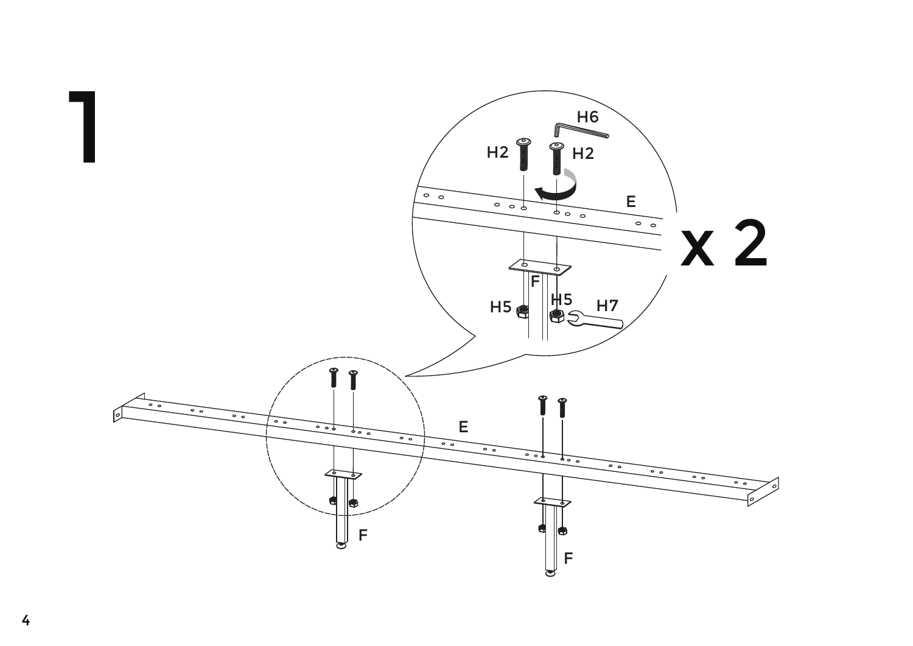# 1

H6

H2 H2

E

x 2

F

H5 H5 H7

E

F

F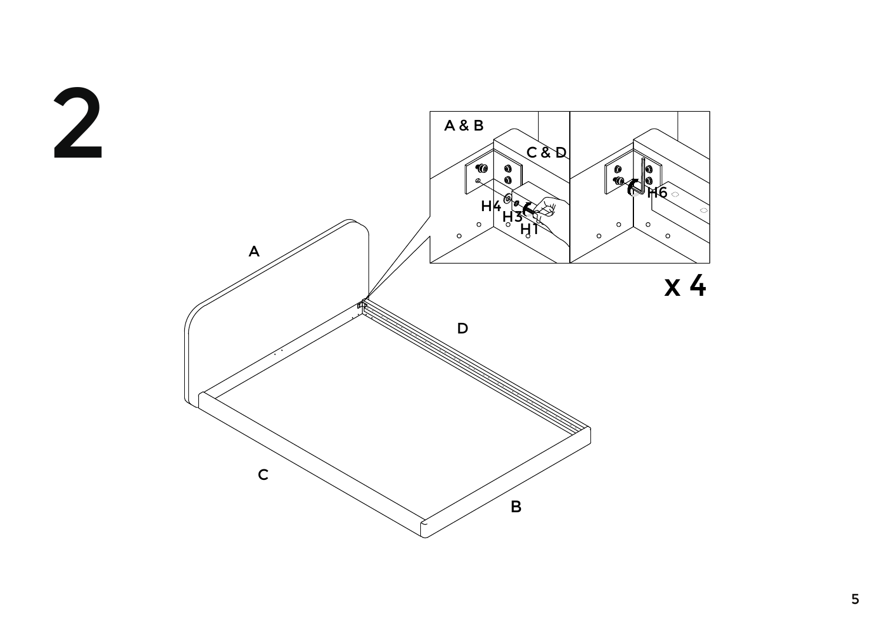# 2

A & B

C & D

H4

H3

H1

H6

x 4

A

D

C

B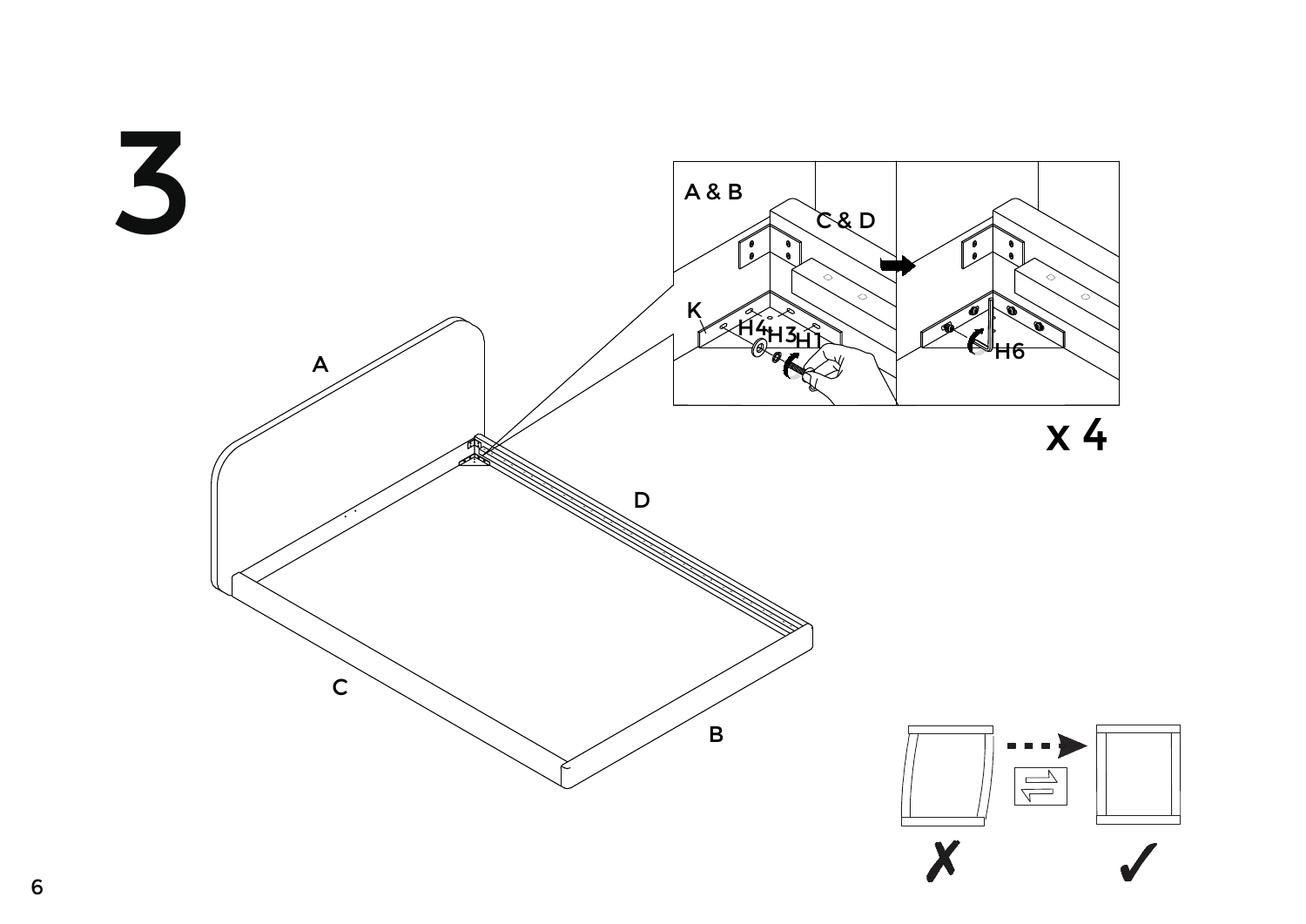# 3

A & B

C & D

K

H4

H3

H1

H6

x 4

A

D

C

B

✗

✓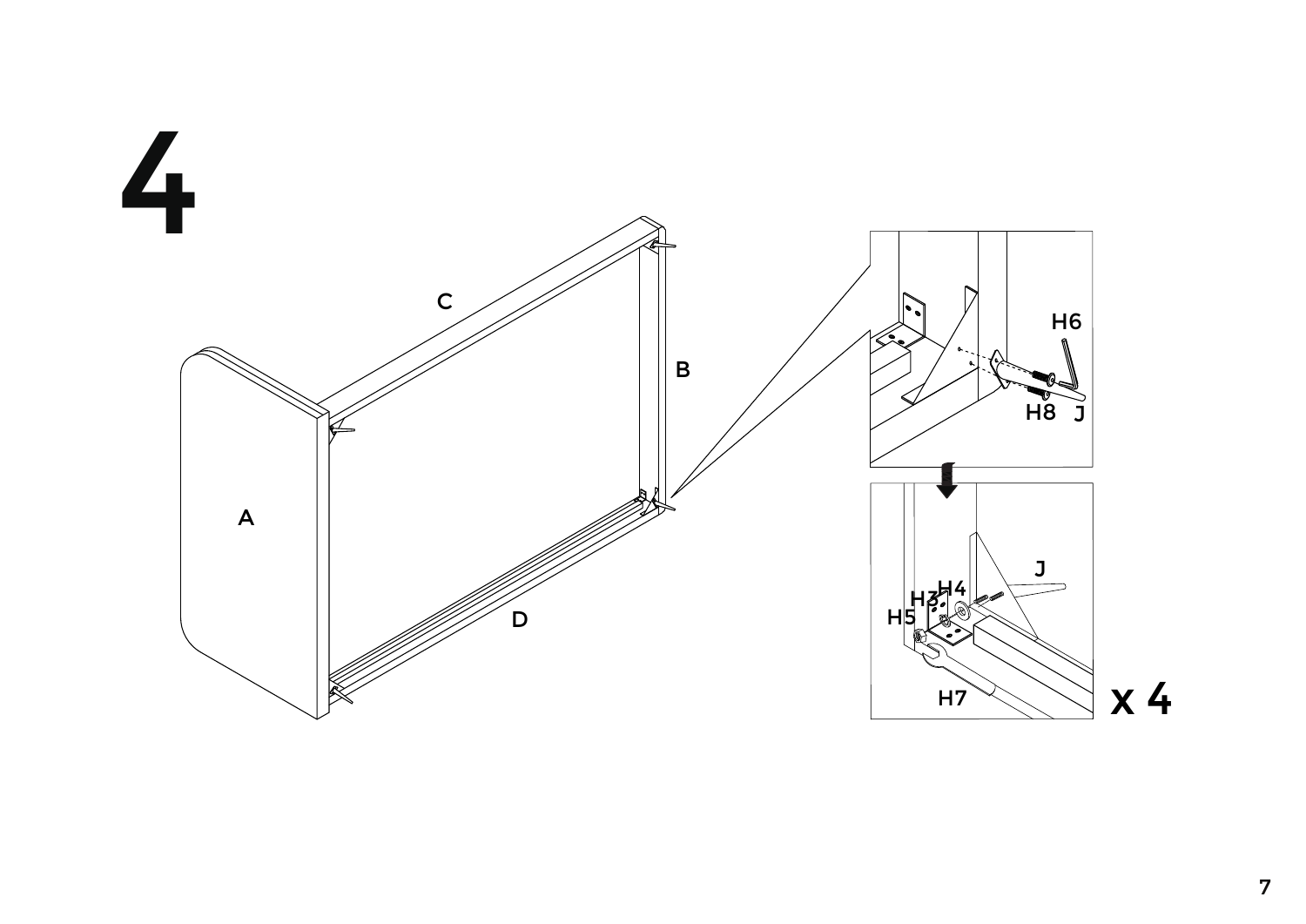# 4

C

B

A

D

H6

H8

J

J

H4

H3

H5

H7

x 4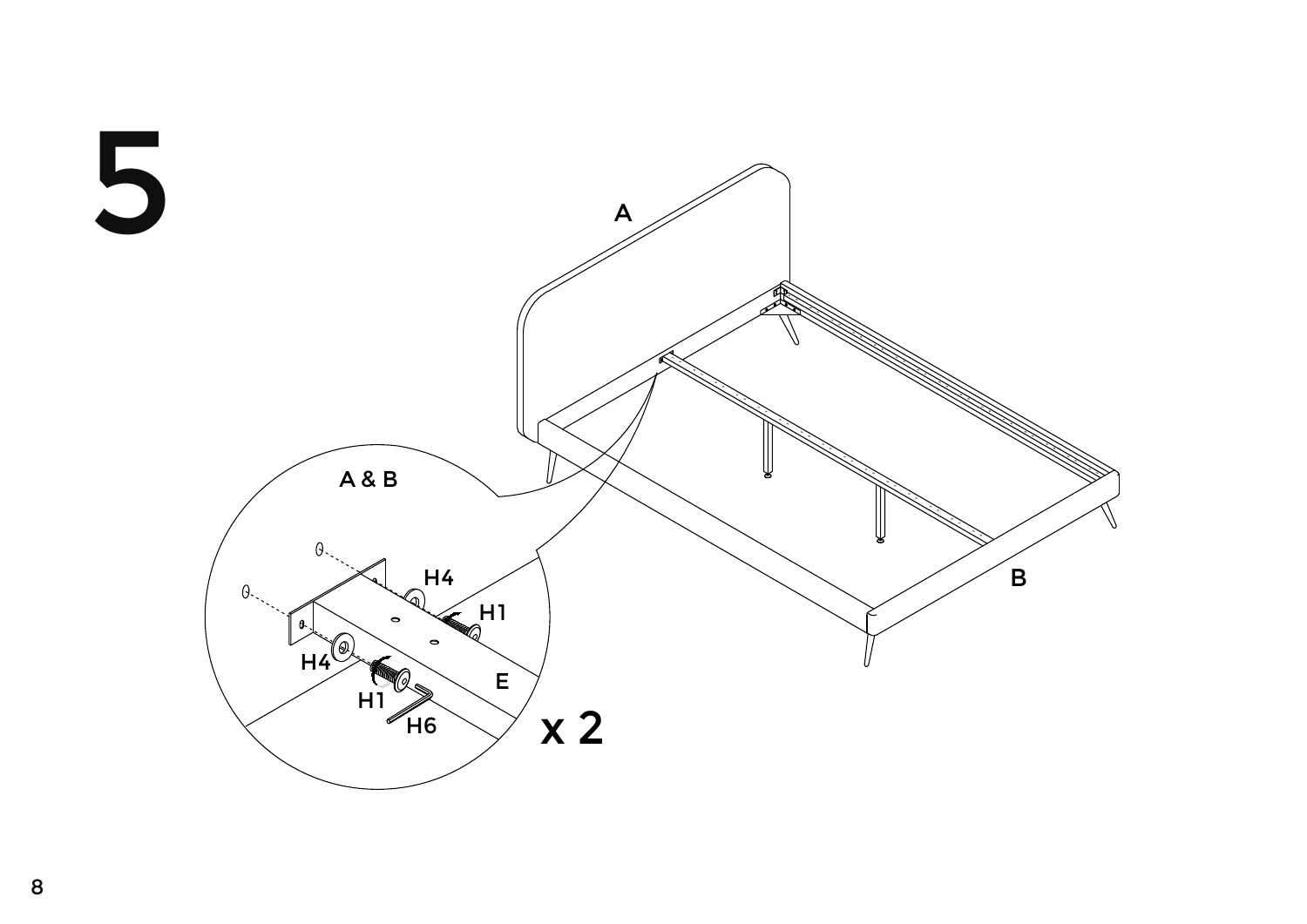# 5

A

A & B

H4

H1

H4

H1

E

H6

x 2

B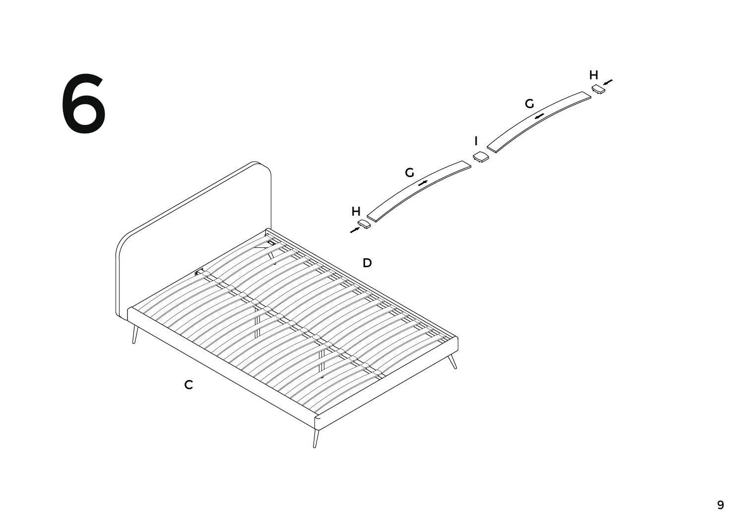# 6

H

G

I

G

H

D

C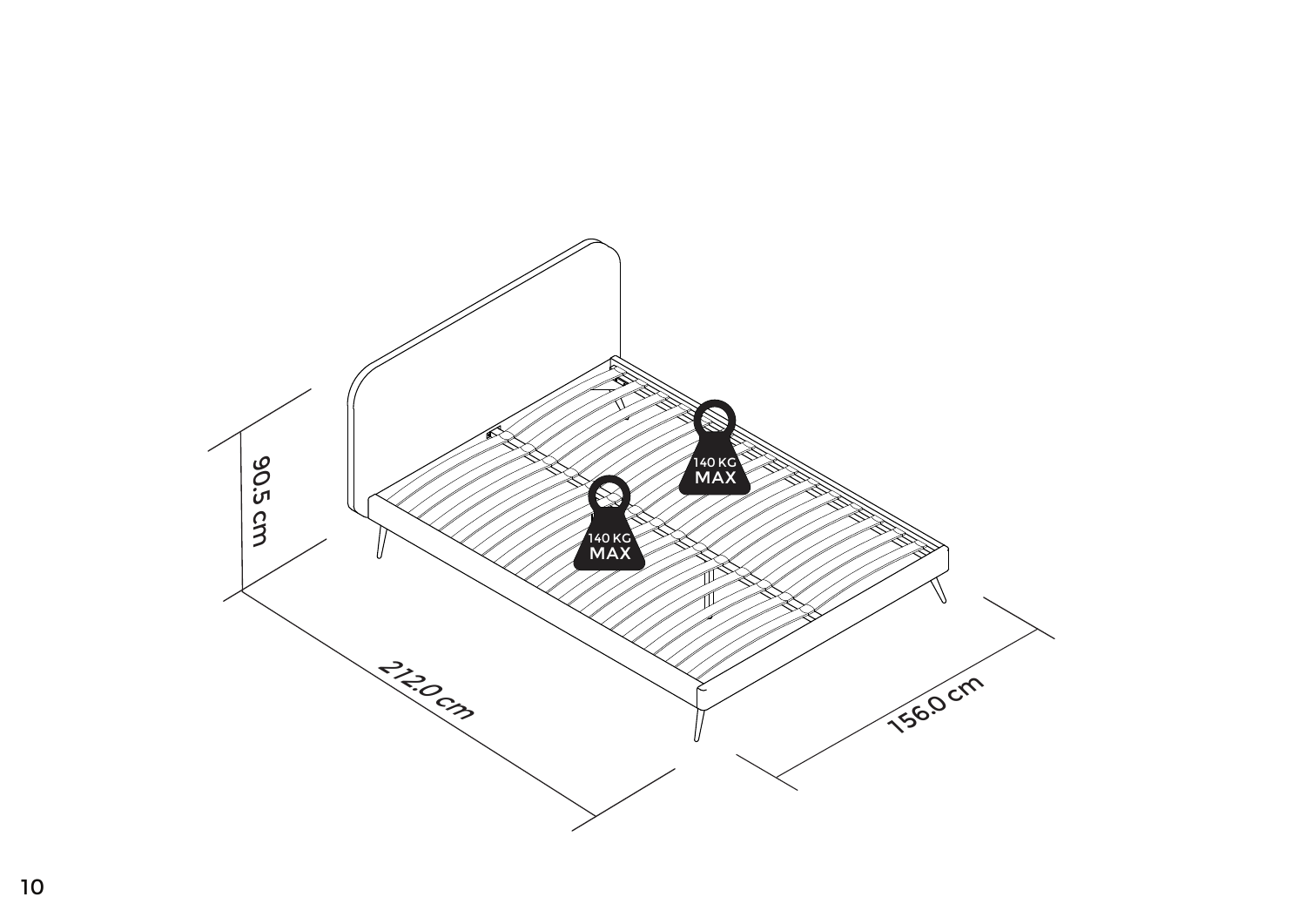90.5 cm

212.0 cm

156.0 cm

140 KG
MAX

140 KG
MAX